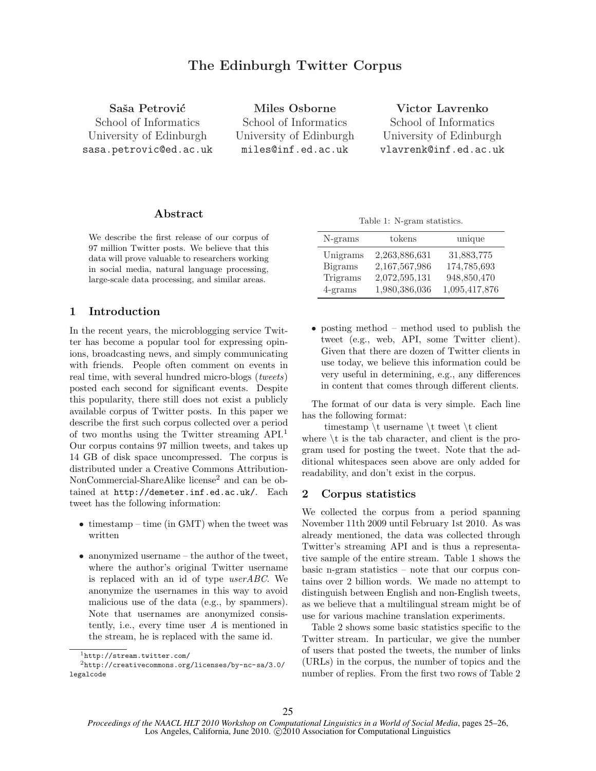# The Edinburgh Twitter Corpus

**Saša Petrović**
School of Informatics
University of Edinburgh
sasa.petrovic@ed.ac.uk

**Miles Osborne**
School of Informatics
University of Edinburgh
miles@inf.ed.ac.uk

**Victor Lavrenko**
School of Informatics
University of Edinburgh
vlavrenk@inf.ed.ac.uk

## Abstract

We describe the first release of our corpus of 97 million Twitter posts. We believe that this data will prove valuable to researchers working in social media, natural language processing, large-scale data processing, and similar areas.

## 1 Introduction

In the recent years, the microblogging service Twitter has become a popular tool for expressing opinions, broadcasting news, and simply communicating with friends. People often comment on events in real time, with several hundred micro-blogs (*tweets*) posted each second for significant events. Despite this popularity, there still does not exist a publicly available corpus of Twitter posts. In this paper we describe the first such corpus collected over a period of two months using the Twitter streaming API.[1] Our corpus contains 97 million tweets, and takes up 14 GB of disk space uncompressed. The corpus is distributed under a Creative Commons Attribution-NonCommercial-ShareAlike license[2] and can be obtained at http://demeter.inf.ed.ac.uk/. Each tweet has the following information:

- timestamp – time (in GMT) when the tweet was written
- anonymized username – the author of the tweet, where the author's original Twitter username is replaced with an id of type *userABC*. We anonymize the usernames in this way to avoid malicious use of the data (e.g., by spammers). Note that usernames are anonymized consistently, i.e., every time user *A* is mentioned in the stream, he is replaced with the same id.
- posting method – method used to publish the tweet (e.g., web, API, some Twitter client). Given that there are dozen of Twitter clients in use today, we believe this information could be very useful in determining, e.g., any differences in content that comes through different clients.

[1] http://stream.twitter.com/

[2] http://creativecommons.org/licenses/by-nc-sa/3.0/legalcode

Table 1: N-gram statistics.

| N-grams | tokens | unique |
|---|---|---|
| Unigrams | 2,263,886,631 | 31,883,775 |
| Bigrams | 2,167,567,986 | 174,785,693 |
| Trigrams | 2,072,595,131 | 948,850,470 |
| 4-grams | 1,980,386,036 | 1,095,417,876 |

The format of our data is very simple. Each line has the following format:

timestamp \t username \t tweet \t client

where \t is the tab character, and client is the program used for posting the tweet. Note that the additional whitespaces seen above are only added for readability, and don't exist in the corpus.

## 2 Corpus statistics

We collected the corpus from a period spanning November 11th 2009 until February 1st 2010. As was already mentioned, the data was collected through Twitter's streaming API and is thus a representative sample of the entire stream. Table 1 shows the basic n-gram statistics – note that our corpus contains over 2 billion words. We made no attempt to distinguish between English and non-English tweets, as we believe that a multilingual stream might be of use for various machine translation experiments.

Table 2 shows some basic statistics specific to the Twitter stream. In particular, we give the number of users that posted the tweets, the number of links (URLs) in the corpus, the number of topics and the number of replies. From the first two rows of Table 2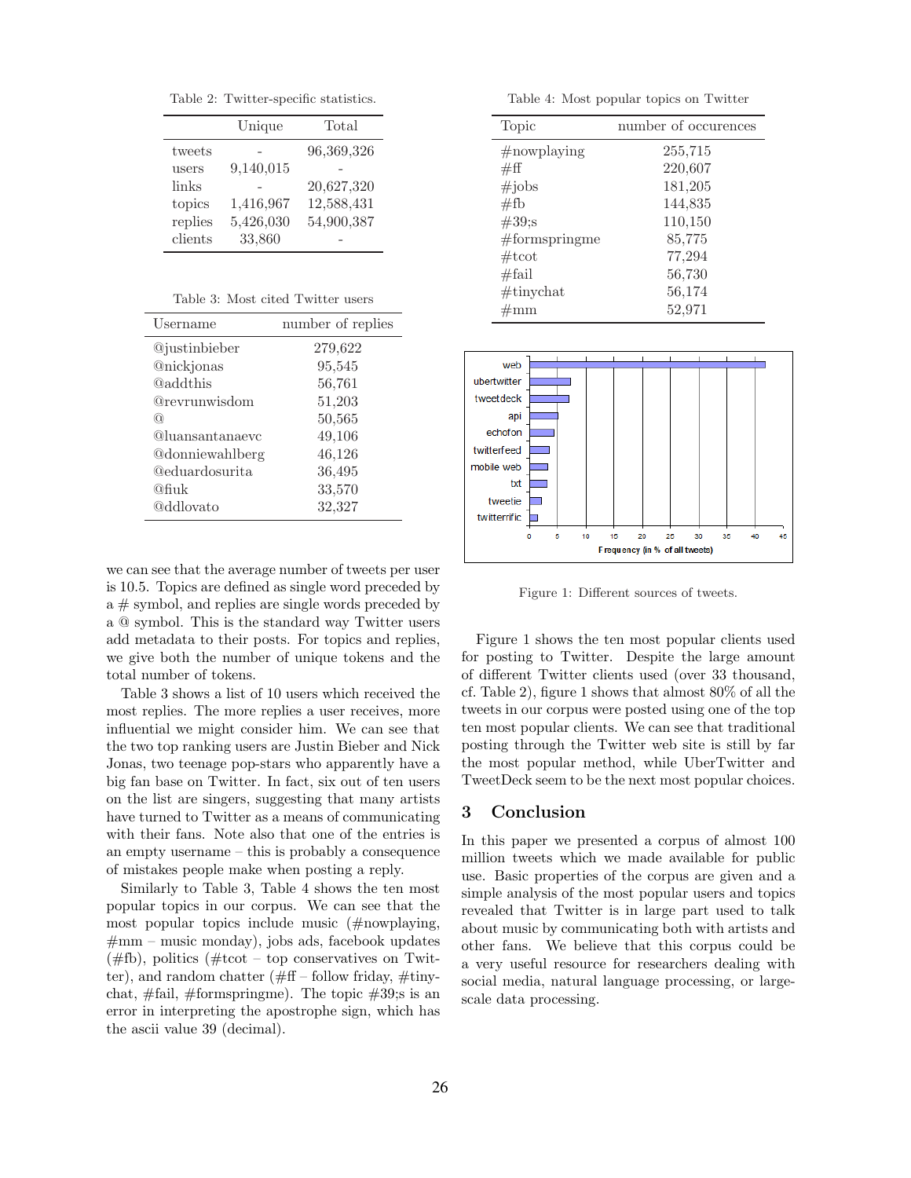Table 2: Twitter-specific statistics.

| | Unique | Total |
|---|---|---|
| tweets | - | 96,369,326 |
| users | 9,140,015 | - |
| links | - | 20,627,320 |
| topics | 1,416,967 | 12,588,431 |
| replies | 5,426,030 | 54,900,387 |
| clients | 33,860 | - |

Table 3: Most cited Twitter users

| Username | number of replies |
|---|---|
| @justinbieber | 279,622 |
| @nickjonas | 95,545 |
| @addthis | 56,761 |
| @revrunwisdom | 51,203 |
| @ | 50,565 |
| @luansantanaevc | 49,106 |
| @donniewahlberg | 46,126 |
| @eduardosurita | 36,495 |
| @fiuk | 33,570 |
| @ddlovato | 32,327 |

we can see that the average number of tweets per user is 10.5. Topics are defined as single word preceded by a # symbol, and replies are single words preceded by a @ symbol. This is the standard way Twitter users add metadata to their posts. For topics and replies, we give both the number of unique tokens and the total number of tokens.

Table 3 shows a list of 10 users which received the most replies. The more replies a user receives, more influential we might consider him. We can see that the two top ranking users are Justin Bieber and Nick Jonas, two teenage pop-stars who apparently have a big fan base on Twitter. In fact, six out of ten users on the list are singers, suggesting that many artists have turned to Twitter as a means of communicating with their fans. Note also that one of the entries is an empty username – this is probably a consequence of mistakes people make when posting a reply.

Similarly to Table 3, Table 4 shows the ten most popular topics in our corpus. We can see that the most popular topics include music (#nowplaying, #mm – music monday), jobs ads, facebook updates (#fb), politics (#tcot – top conservatives on Twitter), and random chatter (#ff – follow friday, #tinychat, #fail, #formspringme). The topic #39;s is an error in interpreting the apostrophe sign, which has the ascii value 39 (decimal).

Table 4: Most popular topics on Twitter

| Topic | number of occurences |
|---|---|
| #nowplaying | 255,715 |
| #ff | 220,607 |
| #jobs | 181,205 |
| #fb | 144,835 |
| #39;s | 110,150 |
| #formspringme | 85,775 |
| #tcot | 77,294 |
| #fail | 56,730 |
| #tinychat | 56,174 |
| #mm | 52,971 |

web
ubertwitter
tweetdeck
api
echofon
twitterfeed
mobile web
txt
tweetie
twitterrific

0 5 10 15 20 25 30 35 40 45

Frequency (in % of all tweets)

Figure 1: Different sources of tweets.

Figure 1 shows the ten most popular clients used for posting to Twitter. Despite the large amount of different Twitter clients used (over 33 thousand, cf. Table 2), figure 1 shows that almost 80% of all the tweets in our corpus were posted using one of the top ten most popular clients. We can see that traditional posting through the Twitter web site is still by far the most popular method, while UberTwitter and TweetDeck seem to be the next most popular choices.

## 3 Conclusion

In this paper we presented a corpus of almost 100 million tweets which we made available for public use. Basic properties of the corpus are given and a simple analysis of the most popular users and topics revealed that Twitter is in large part used to talk about music by communicating both with artists and other fans. We believe that this corpus could be a very useful resource for researchers dealing with social media, natural language processing, or large-scale data processing.